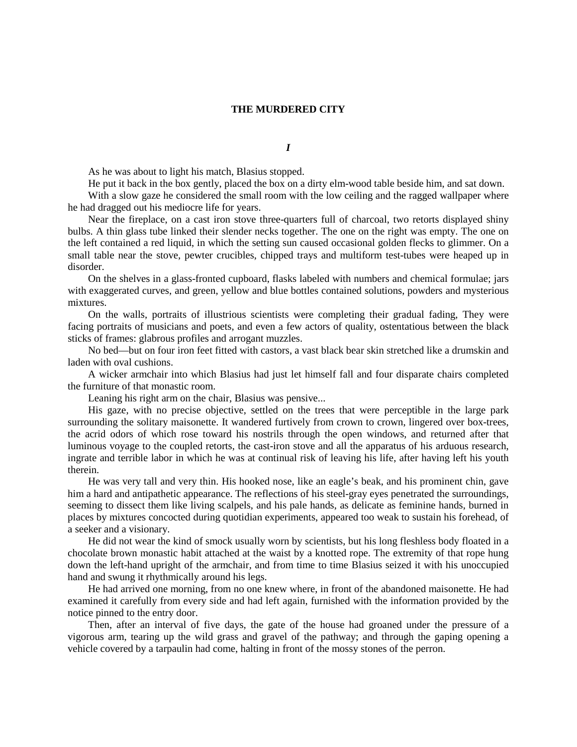# THE MURDERED CITY

## *I*

As he was about to light his match, Blasius stopped.

He put it back in the box gently, placed the box on a dirty elm-wood table beside him, and sat down.

With a slow gaze he considered the small room with the low ceiling and the ragged wallpaper where he had dragged out his mediocre life for years.

Near the fireplace, on a cast iron stove three-quarters full of charcoal, two retorts displayed shiny bulbs. A thin glass tube linked their slender necks together. The one on the right was empty. The one on the left contained a red liquid, in which the setting sun caused occasional golden flecks to glimmer. On a small table near the stove, pewter crucibles, chipped trays and multiform test-tubes were heaped up in disorder.

On the shelves in a glass-fronted cupboard, flasks labeled with numbers and chemical formulae; jars with exaggerated curves, and green, yellow and blue bottles contained solutions, powders and mysterious mixtures.

On the walls, portraits of illustrious scientists were completing their gradual fading, They were facing portraits of musicians and poets, and even a few actors of quality, ostentatious between the black sticks of frames: glabrous profiles and arrogant muzzles.

No bed—but on four iron feet fitted with castors, a vast black bear skin stretched like a drumskin and laden with oval cushions.

A wicker armchair into which Blasius had just let himself fall and four disparate chairs completed the furniture of that monastic room.

Leaning his right arm on the chair, Blasius was pensive...

His gaze, with no precise objective, settled on the trees that were perceptible in the large park surrounding the solitary maisonette. It wandered furtively from crown to crown, lingered over box-trees, the acrid odors of which rose toward his nostrils through the open windows, and returned after that luminous voyage to the coupled retorts, the cast-iron stove and all the apparatus of his arduous research, ingrate and terrible labor in which he was at continual risk of leaving his life, after having left his youth therein.

He was very tall and very thin. His hooked nose, like an eagle's beak, and his prominent chin, gave him a hard and antipathetic appearance. The reflections of his steel-gray eyes penetrated the surroundings, seeming to dissect them like living scalpels, and his pale hands, as delicate as feminine hands, burned in places by mixtures concocted during quotidian experiments, appeared too weak to sustain his forehead, of a seeker and a visionary.

He did not wear the kind of smock usually worn by scientists, but his long fleshless body floated in a chocolate brown monastic habit attached at the waist by a knotted rope. The extremity of that rope hung down the left-hand upright of the armchair, and from time to time Blasius seized it with his unoccupied hand and swung it rhythmically around his legs.

He had arrived one morning, from no one knew where, in front of the abandoned maisonette. He had examined it carefully from every side and had left again, furnished with the information provided by the notice pinned to the entry door.

Then, after an interval of five days, the gate of the house had groaned under the pressure of a vigorous arm, tearing up the wild grass and gravel of the pathway; and through the gaping opening a vehicle covered by a tarpaulin had come, halting in front of the mossy stones of the perron.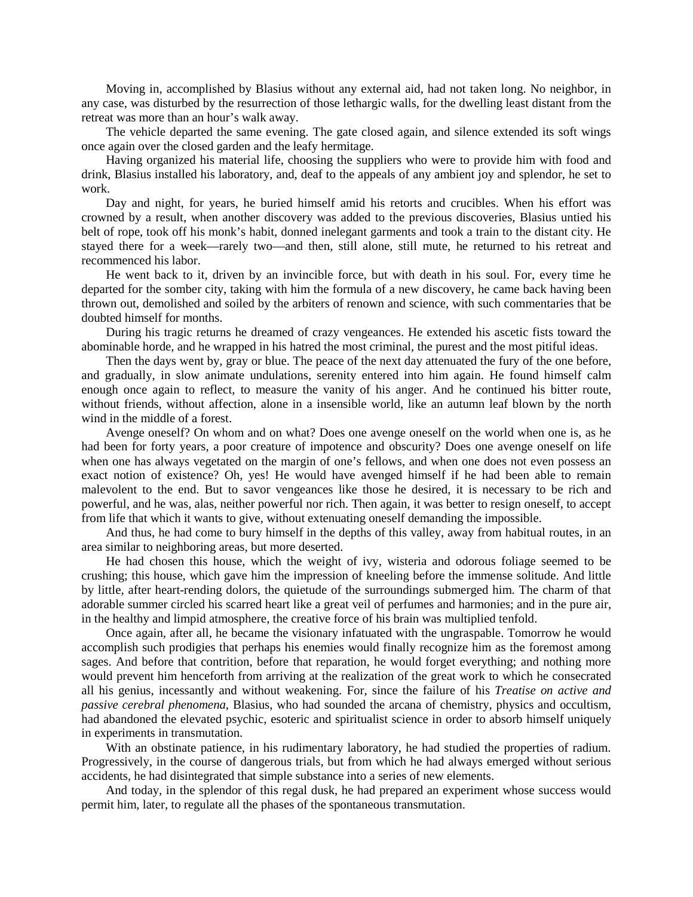Moving in, accomplished by Blasius without any external aid, had not taken long. No neighbor, in any case, was disturbed by the resurrection of those lethargic walls, for the dwelling least distant from the retreat was more than an hour's walk away.

The vehicle departed the same evening. The gate closed again, and silence extended its soft wings once again over the closed garden and the leafy hermitage.

Having organized his material life, choosing the suppliers who were to provide him with food and drink, Blasius installed his laboratory, and, deaf to the appeals of any ambient joy and splendor, he set to work.

Day and night, for years, he buried himself amid his retorts and crucibles. When his effort was crowned by a result, when another discovery was added to the previous discoveries, Blasius untied his belt of rope, took off his monk's habit, donned inelegant garments and took a train to the distant city. He stayed there for a week—rarely two—and then, still alone, still mute, he returned to his retreat and recommenced his labor.

He went back to it, driven by an invincible force, but with death in his soul. For, every time he departed for the somber city, taking with him the formula of a new discovery, he came back having been thrown out, demolished and soiled by the arbiters of renown and science, with such commentaries that be doubted himself for months.

During his tragic returns he dreamed of crazy vengeances. He extended his ascetic fists toward the abominable horde, and he wrapped in his hatred the most criminal, the purest and the most pitiful ideas.

Then the days went by, gray or blue. The peace of the next day attenuated the fury of the one before, and gradually, in slow animate undulations, serenity entered into him again. He found himself calm enough once again to reflect, to measure the vanity of his anger. And he continued his bitter route, without friends, without affection, alone in a insensible world, like an autumn leaf blown by the north wind in the middle of a forest.

Avenge oneself? On whom and on what? Does one avenge oneself on the world when one is, as he had been for forty years, a poor creature of impotence and obscurity? Does one avenge oneself on life when one has always vegetated on the margin of one's fellows, and when one does not even possess an exact notion of existence? Oh, yes! He would have avenged himself if he had been able to remain malevolent to the end. But to savor vengeances like those he desired, it is necessary to be rich and powerful, and he was, alas, neither powerful nor rich. Then again, it was better to resign oneself, to accept from life that which it wants to give, without extenuating oneself demanding the impossible.

And thus, he had come to bury himself in the depths of this valley, away from habitual routes, in an area similar to neighboring areas, but more deserted.

He had chosen this house, which the weight of ivy, wisteria and odorous foliage seemed to be crushing; this house, which gave him the impression of kneeling before the immense solitude. And little by little, after heart-rending dolors, the quietude of the surroundings submerged him. The charm of that adorable summer circled his scarred heart like a great veil of perfumes and harmonies; and in the pure air, in the healthy and limpid atmosphere, the creative force of his brain was multiplied tenfold.

Once again, after all, he became the visionary infatuated with the ungraspable. Tomorrow he would accomplish such prodigies that perhaps his enemies would finally recognize him as the foremost among sages. And before that contrition, before that reparation, he would forget everything; and nothing more would prevent him henceforth from arriving at the realization of the great work to which he consecrated all his genius, incessantly and without weakening. For, since the failure of his *Treatise on active and passive cerebral phenomena*, Blasius, who had sounded the arcana of chemistry, physics and occultism, had abandoned the elevated psychic, esoteric and spiritualist science in order to absorb himself uniquely in experiments in transmutation.

With an obstinate patience, in his rudimentary laboratory, he had studied the properties of radium. Progressively, in the course of dangerous trials, but from which he had always emerged without serious accidents, he had disintegrated that simple substance into a series of new elements.

And today, in the splendor of this regal dusk, he had prepared an experiment whose success would permit him, later, to regulate all the phases of the spontaneous transmutation.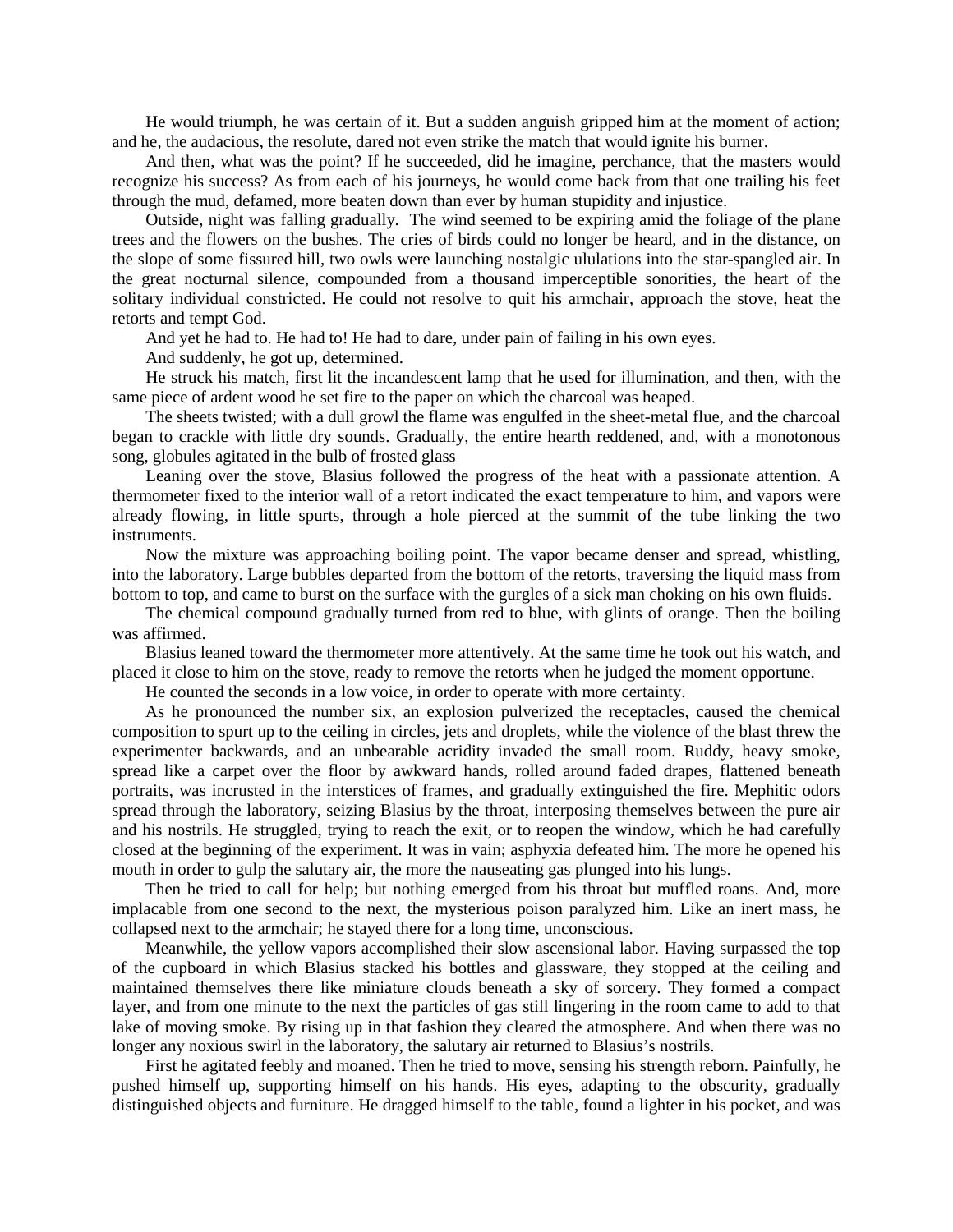He would triumph, he was certain of it. But a sudden anguish gripped him at the moment of action; and he, the audacious, the resolute, dared not even strike the match that would ignite his burner.

And then, what was the point? If he succeeded, did he imagine, perchance, that the masters would recognize his success? As from each of his journeys, he would come back from that one trailing his feet through the mud, defamed, more beaten down than ever by human stupidity and injustice.

Outside, night was falling gradually. The wind seemed to be expiring amid the foliage of the plane trees and the flowers on the bushes. The cries of birds could no longer be heard, and in the distance, on the slope of some fissured hill, two owls were launching nostalgic ululations into the star-spangled air. In the great nocturnal silence, compounded from a thousand imperceptible sonorities, the heart of the solitary individual constricted. He could not resolve to quit his armchair, approach the stove, heat the retorts and tempt God.

And yet he had to. He had to! He had to dare, under pain of failing in his own eyes.

And suddenly, he got up, determined.

He struck his match, first lit the incandescent lamp that he used for illumination, and then, with the same piece of ardent wood he set fire to the paper on which the charcoal was heaped.

The sheets twisted; with a dull growl the flame was engulfed in the sheet-metal flue, and the charcoal began to crackle with little dry sounds. Gradually, the entire hearth reddened, and, with a monotonous song, globules agitated in the bulb of frosted glass

Leaning over the stove, Blasius followed the progress of the heat with a passionate attention. A thermometer fixed to the interior wall of a retort indicated the exact temperature to him, and vapors were already flowing, in little spurts, through a hole pierced at the summit of the tube linking the two instruments.

Now the mixture was approaching boiling point. The vapor became denser and spread, whistling, into the laboratory. Large bubbles departed from the bottom of the retorts, traversing the liquid mass from bottom to top, and came to burst on the surface with the gurgles of a sick man choking on his own fluids.

The chemical compound gradually turned from red to blue, with glints of orange. Then the boiling was affirmed.

Blasius leaned toward the thermometer more attentively. At the same time he took out his watch, and placed it close to him on the stove, ready to remove the retorts when he judged the moment opportune.

He counted the seconds in a low voice, in order to operate with more certainty.

As he pronounced the number six, an explosion pulverized the receptacles, caused the chemical composition to spurt up to the ceiling in circles, jets and droplets, while the violence of the blast threw the experimenter backwards, and an unbearable acridity invaded the small room. Ruddy, heavy smoke, spread like a carpet over the floor by awkward hands, rolled around faded drapes, flattened beneath portraits, was incrusted in the interstices of frames, and gradually extinguished the fire. Mephitic odors spread through the laboratory, seizing Blasius by the throat, interposing themselves between the pure air and his nostrils. He struggled, trying to reach the exit, or to reopen the window, which he had carefully closed at the beginning of the experiment. It was in vain; asphyxia defeated him. The more he opened his mouth in order to gulp the salutary air, the more the nauseating gas plunged into his lungs.

Then he tried to call for help; but nothing emerged from his throat but muffled roans. And, more implacable from one second to the next, the mysterious poison paralyzed him. Like an inert mass, he collapsed next to the armchair; he stayed there for a long time, unconscious.

Meanwhile, the yellow vapors accomplished their slow ascensional labor. Having surpassed the top of the cupboard in which Blasius stacked his bottles and glassware, they stopped at the ceiling and maintained themselves there like miniature clouds beneath a sky of sorcery. They formed a compact layer, and from one minute to the next the particles of gas still lingering in the room came to add to that lake of moving smoke. By rising up in that fashion they cleared the atmosphere. And when there was no longer any noxious swirl in the laboratory, the salutary air returned to Blasius's nostrils.

First he agitated feebly and moaned. Then he tried to move, sensing his strength reborn. Painfully, he pushed himself up, supporting himself on his hands. His eyes, adapting to the obscurity, gradually distinguished objects and furniture. He dragged himself to the table, found a lighter in his pocket, and was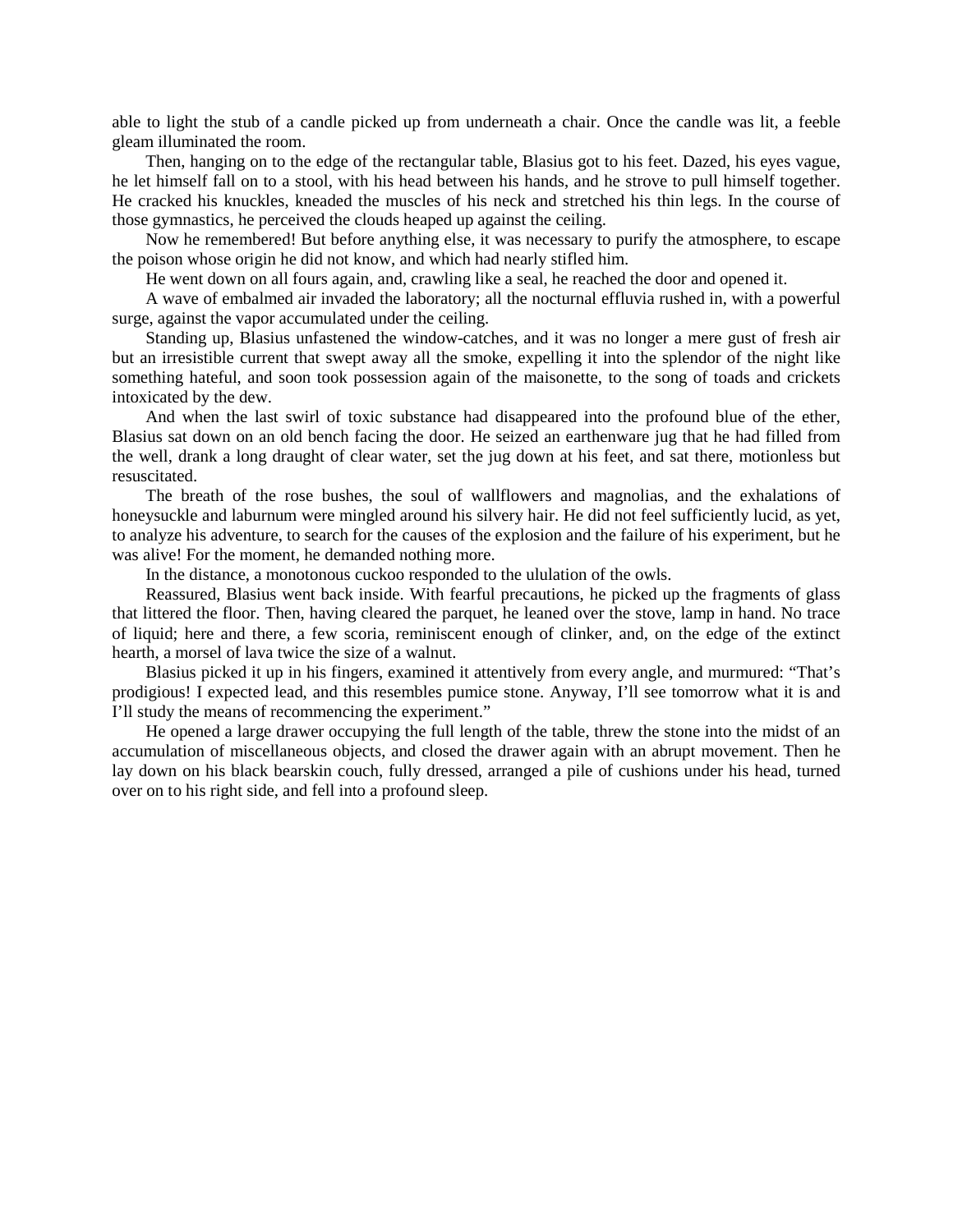able to light the stub of a candle picked up from underneath a chair. Once the candle was lit, a feeble gleam illuminated the room.

Then, hanging on to the edge of the rectangular table, Blasius got to his feet. Dazed, his eyes vague, he let himself fall on to a stool, with his head between his hands, and he strove to pull himself together. He cracked his knuckles, kneaded the muscles of his neck and stretched his thin legs. In the course of those gymnastics, he perceived the clouds heaped up against the ceiling.

Now he remembered! But before anything else, it was necessary to purify the atmosphere, to escape the poison whose origin he did not know, and which had nearly stifled him.

He went down on all fours again, and, crawling like a seal, he reached the door and opened it.

A wave of embalmed air invaded the laboratory; all the nocturnal effluvia rushed in, with a powerful surge, against the vapor accumulated under the ceiling.

Standing up, Blasius unfastened the window-catches, and it was no longer a mere gust of fresh air but an irresistible current that swept away all the smoke, expelling it into the splendor of the night like something hateful, and soon took possession again of the maisonette, to the song of toads and crickets intoxicated by the dew.

And when the last swirl of toxic substance had disappeared into the profound blue of the ether, Blasius sat down on an old bench facing the door. He seized an earthenware jug that he had filled from the well, drank a long draught of clear water, set the jug down at his feet, and sat there, motionless but resuscitated.

The breath of the rose bushes, the soul of wallflowers and magnolias, and the exhalations of honeysuckle and laburnum were mingled around his silvery hair. He did not feel sufficiently lucid, as yet, to analyze his adventure, to search for the causes of the explosion and the failure of his experiment, but he was alive! For the moment, he demanded nothing more.

In the distance, a monotonous cuckoo responded to the ululation of the owls.

Reassured, Blasius went back inside. With fearful precautions, he picked up the fragments of glass that littered the floor. Then, having cleared the parquet, he leaned over the stove, lamp in hand. No trace of liquid; here and there, a few scoria, reminiscent enough of clinker, and, on the edge of the extinct hearth, a morsel of lava twice the size of a walnut.

Blasius picked it up in his fingers, examined it attentively from every angle, and murmured: "That's prodigious! I expected lead, and this resembles pumice stone. Anyway, I'll see tomorrow what it is and I'll study the means of recommencing the experiment."

He opened a large drawer occupying the full length of the table, threw the stone into the midst of an accumulation of miscellaneous objects, and closed the drawer again with an abrupt movement. Then he lay down on his black bearskin couch, fully dressed, arranged a pile of cushions under his head, turned over on to his right side, and fell into a profound sleep.